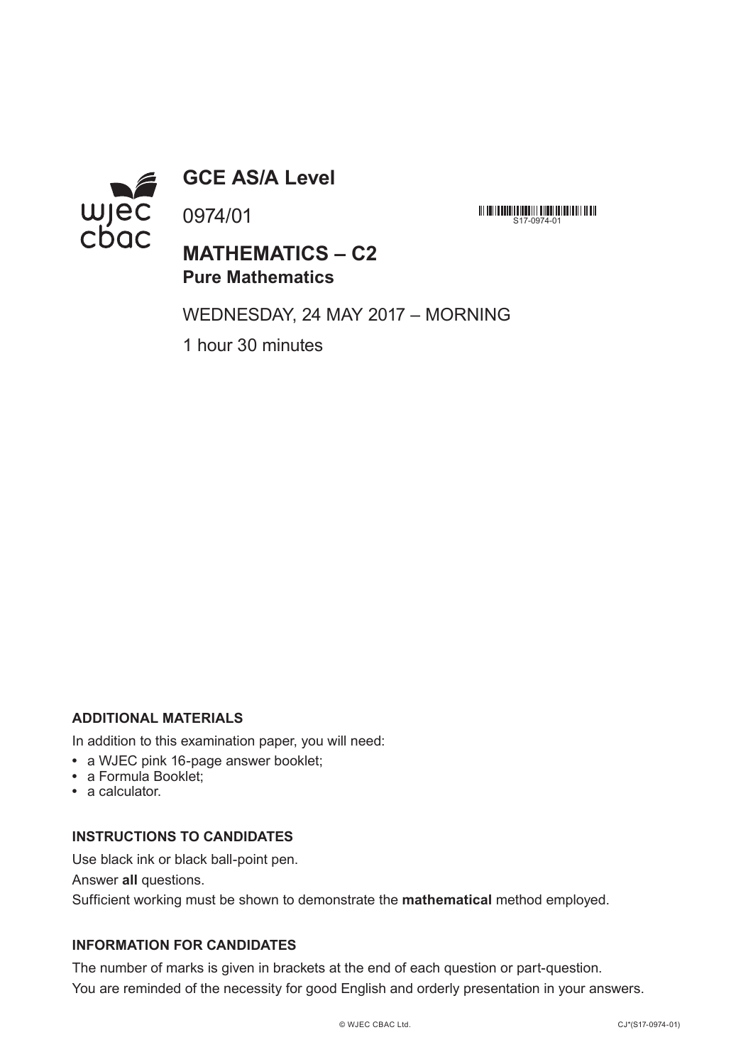# GCE AS/A Level

0974/01

S17-0974-01

## MATHEMATICS – C2
### Pure Mathematics

WEDNESDAY, 24 MAY 2017 – MORNING

1 hour 30 minutes

**ADDITIONAL MATERIALS**

In addition to this examination paper, you will need:

- a WJEC pink 16-page answer booklet;
- a Formula Booklet;
- a calculator.

**INSTRUCTIONS TO CANDIDATES**

Use black ink or black ball-point pen.

Answer **all** questions.

Sufficient working must be shown to demonstrate the **mathematical** method employed.

**INFORMATION FOR CANDIDATES**

The number of marks is given in brackets at the end of each question or part-question.

You are reminded of the necessity for good English and orderly presentation in your answers.

© WJEC CBAC Ltd. CJ*(S17-0974-01)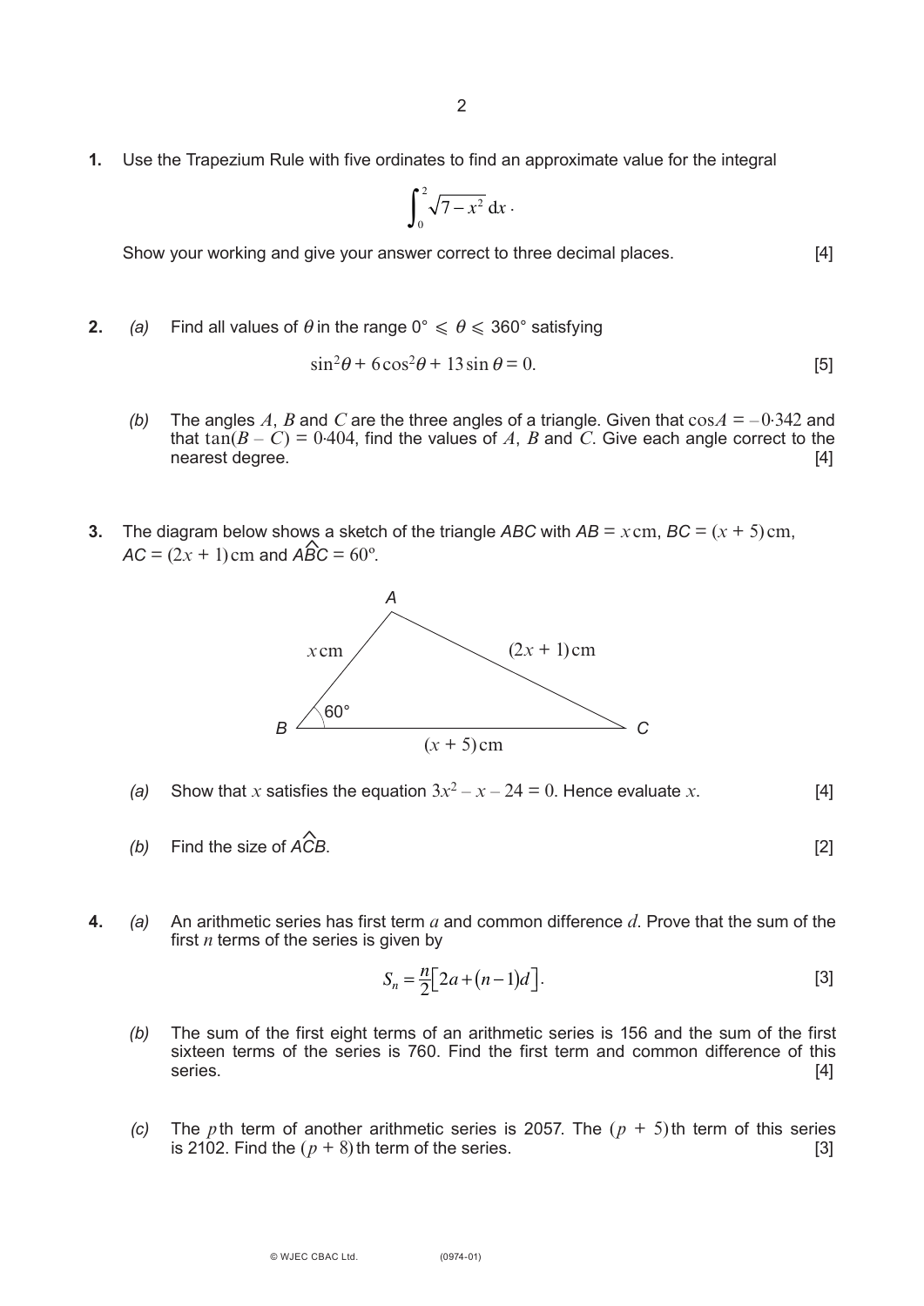**1.** Use the Trapezium Rule with five ordinates to find an approximate value for the integral

$$\int_0^2 \sqrt{7 - x^2}\, dx \cdot$$

Show your working and give your answer correct to three decimal places. [4]

**2.** *(a)* Find all values of $\theta$ in the range $0° \leqslant \theta \leqslant 360°$ satisfying

$$\sin^2\theta + 6\cos^2\theta + 13\sin\theta = 0.$$ [5]

*(b)* The angles $A$, $B$ and $C$ are the three angles of a triangle. Given that $\cos A = -0{\cdot}342$ and that $\tan(B - C) = 0{\cdot}404$, find the values of $A$, $B$ and $C$. Give each angle correct to the nearest degree. [4]

**3.** The diagram below shows a sketch of the triangle *ABC* with $AB = x\,\text{cm}$, $BC = (x + 5)\,\text{cm}$, $AC = (2x + 1)\,\text{cm}$ and $A\hat{B}C = 60°$.

*(a)* Show that $x$ satisfies the equation $3x^2 - x - 24 = 0$. Hence evaluate $x$. [4]

*(b)* Find the size of $A\hat{C}B$. [2]

**4.** *(a)* An arithmetic series has first term $a$ and common difference $d$. Prove that the sum of the first $n$ terms of the series is given by

$$S_n = \frac{n}{2}\left[2a + (n-1)d\right].$$ [3]

*(b)* The sum of the first eight terms of an arithmetic series is 156 and the sum of the first sixteen terms of the series is 760. Find the first term and common difference of this series. [4]

*(c)* The $p$th term of another arithmetic series is 2057. The $(p + 5)$th term of this series is 2102. Find the $(p + 8)$th term of the series. [3]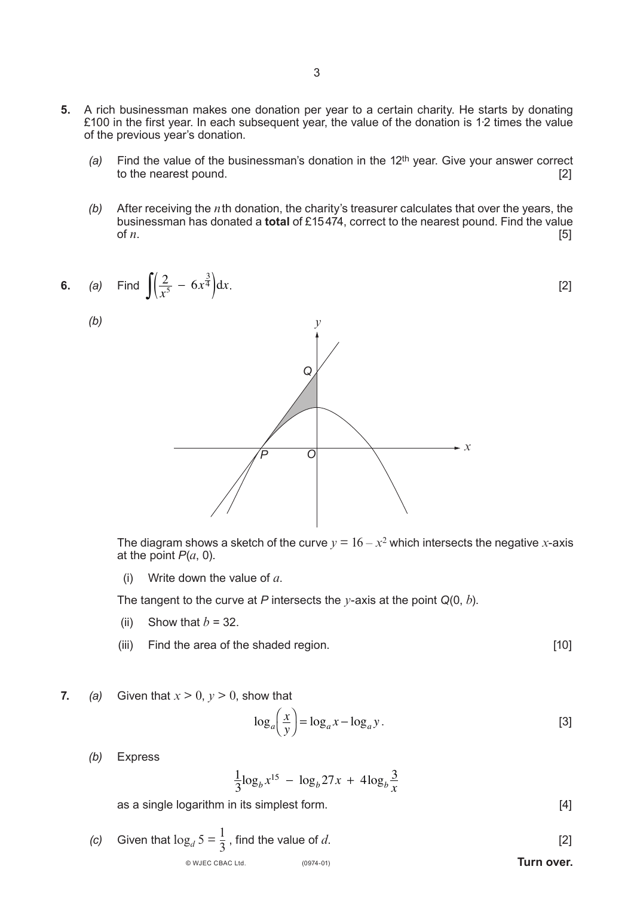**5.** A rich businessman makes one donation per year to a certain charity. He starts by donating £100 in the first year. In each subsequent year, the value of the donation is 1·2 times the value of the previous year's donation.

*(a)* Find the value of the businessman's donation in the 12th year. Give your answer correct to the nearest pound. [2]

*(b)* After receiving the $n$th donation, the charity's treasurer calculates that over the years, the businessman has donated a **total** of £15 474, correct to the nearest pound. Find the value of $n$. [5]

**6.** *(a)* Find $\int\left(\frac{2}{x^5} - 6x^{\frac{3}{4}}\right)\mathrm{d}x$. [2]

*(b)*

The diagram shows a sketch of the curve $y = 16 - x^2$ which intersects the negative $x$-axis at the point $P(a, 0)$.

(i) Write down the value of $a$.

The tangent to the curve at $P$ intersects the $y$-axis at the point $Q(0, b)$.

(ii) Show that $b = 32$.

(iii) Find the area of the shaded region. [10]

**7.** *(a)* Given that $x > 0$, $y > 0$, show that

$$\log_a\left(\frac{x}{y}\right) = \log_a x - \log_a y.$$ [3]

*(b)* Express

$$\frac{1}{3}\log_b x^{15} - \log_b 27x + 4\log_b \frac{3}{x}$$

as a single logarithm in its simplest form. [4]

*(c)* Given that $\log_d 5 = \frac{1}{3}$, find the value of $d$. [2]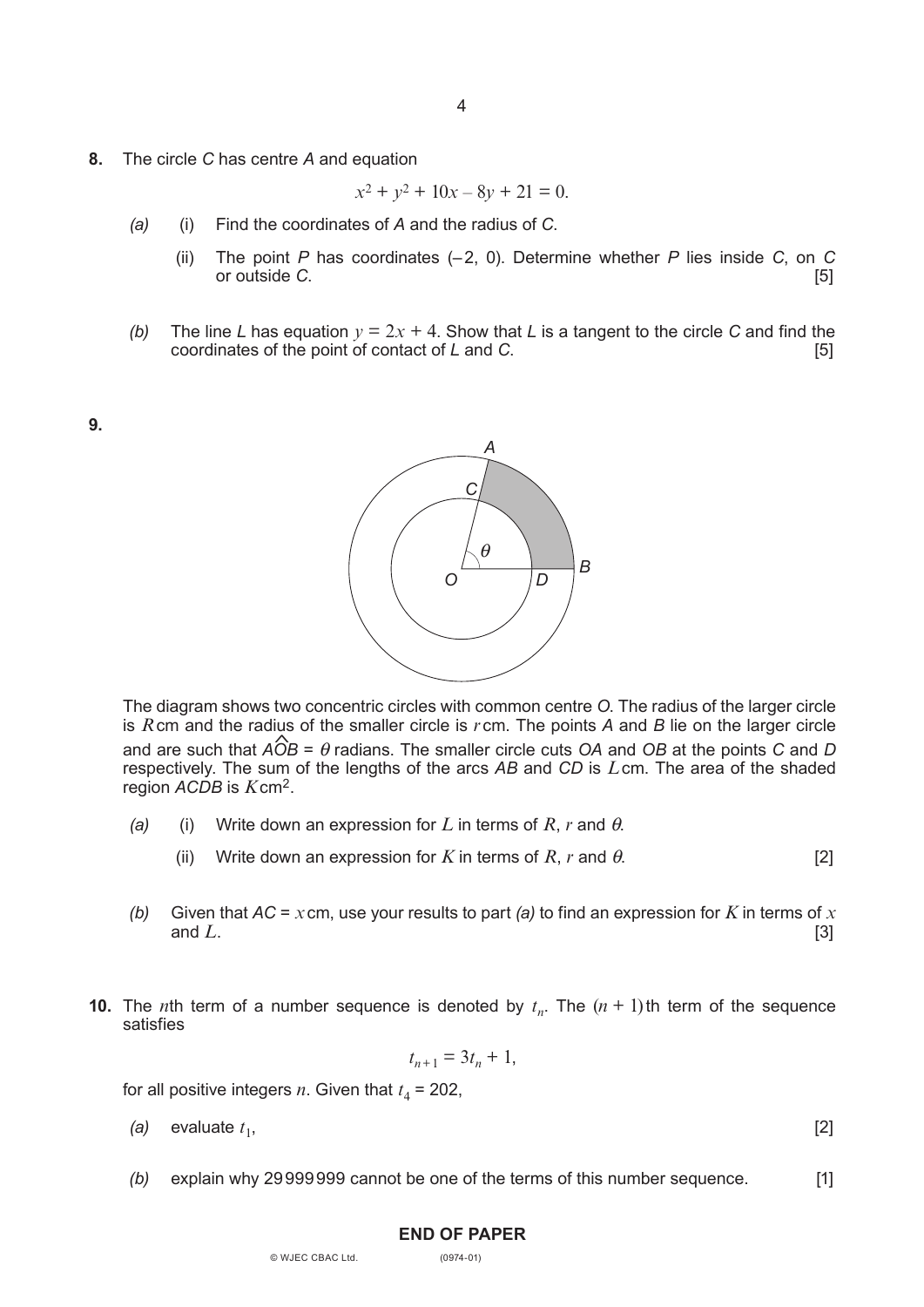**8.** The circle $C$ has centre $A$ and equation

$$x^2 + y^2 + 10x - 8y + 21 = 0.$$

*(a)* (i) Find the coordinates of $A$ and the radius of $C$.

(ii) The point $P$ has coordinates $(-2, 0)$. Determine whether $P$ lies inside $C$, on $C$ or outside $C$. [5]

*(b)* The line $L$ has equation $y = 2x + 4$. Show that $L$ is a tangent to the circle $C$ and find the coordinates of the point of contact of $L$ and $C$. [5]

**9.**

A

C

$\theta$

O

D

B

The diagram shows two concentric circles with common centre $O$. The radius of the larger circle is $R$ cm and the radius of the smaller circle is $r$ cm. The points $A$ and $B$ lie on the larger circle and are such that $A\hat{O}B = \theta$ radians. The smaller circle cuts $OA$ and $OB$ at the points $C$ and $D$ respectively. The sum of the lengths of the arcs $AB$ and $CD$ is $L$ cm. The area of the shaded region $ACDB$ is $K$ cm$^2$.

*(a)* (i) Write down an expression for $L$ in terms of $R$, $r$ and $\theta$.

(ii) Write down an expression for $K$ in terms of $R$, $r$ and $\theta$. [2]

*(b)* Given that $AC = x$ cm, use your results to part *(a)* to find an expression for $K$ in terms of $x$ and $L$. [3]

**10.** The $n$th term of a number sequence is denoted by $t_n$. The $(n + 1)$th term of the sequence satisfies

$$t_{n+1} = 3t_n + 1,$$

for all positive integers $n$. Given that $t_4 = 202$,

*(a)* evaluate $t_1$, [2]

*(b)* explain why 29999999 cannot be one of the terms of this number sequence. [1]

**END OF PAPER**